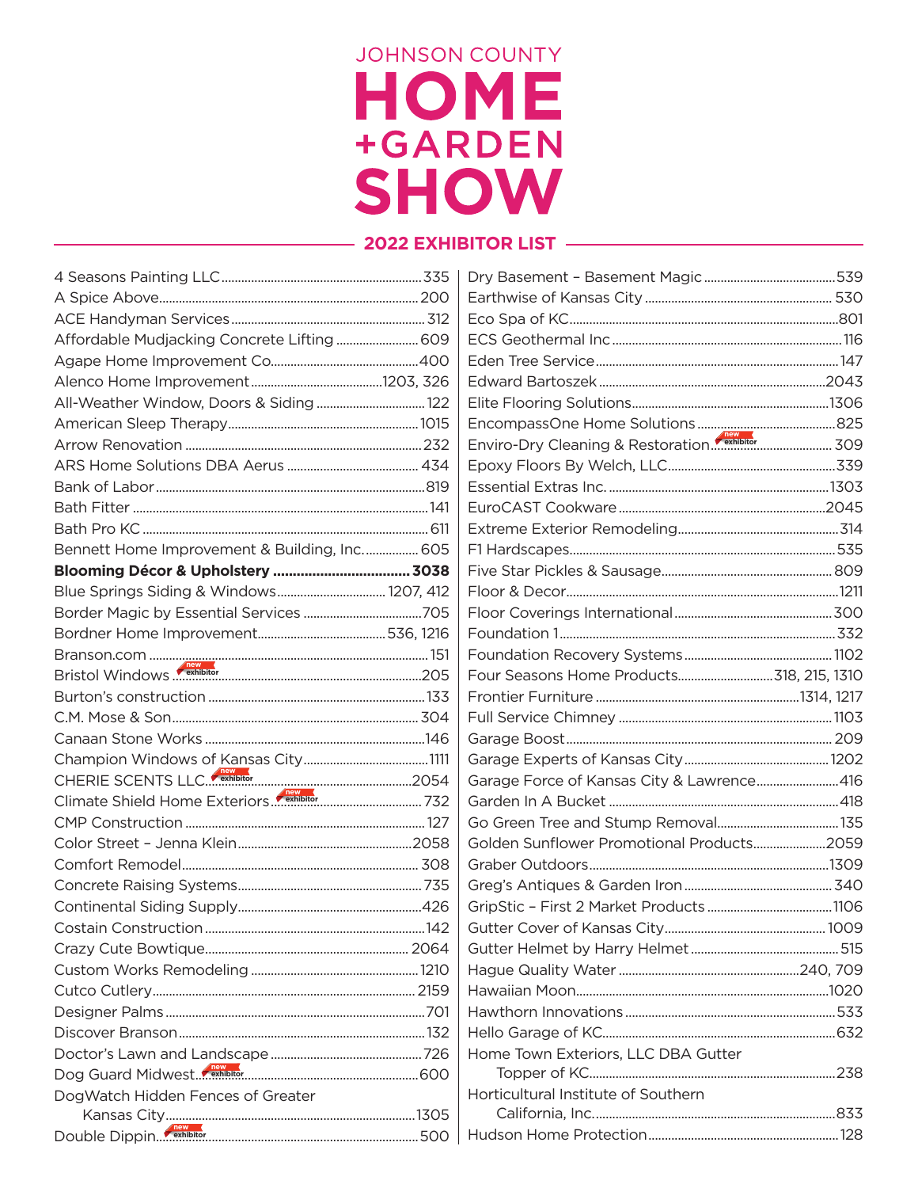# JOHNSON COUNTY HOME + GARDEN SHOW

## 2022 EXHIBITOR LIST

| Exhibitor | Booth |
|---|---|
| 4 Seasons Painting LLC | 335 |
| A Spice Above | 200 |
| ACE Handyman Services | 312 |
| Affordable Mudjacking Concrete Lifting | 609 |
| Agape Home Improvement Co. | 400 |
| Alenco Home Improvement | 1203, 326 |
| All-Weather Window, Doors & Siding | 122 |
| American Sleep Therapy | 1015 |
| Arrow Renovation | 232 |
| ARS Home Solutions DBA Aerus | 434 |
| Bank of Labor | 819 |
| Bath Fitter | 141 |
| Bath Pro KC | 611 |
| Bennett Home Improvement & Building, Inc. | 605 |
| **Blooming Décor & Upholstery** | **3038** |
| Blue Springs Siding & Windows | 1207, 412 |
| Border Magic by Essential Services | 705 |
| Bordner Home Improvement | 536, 1216 |
| Branson.com | 151 |
| Bristol Windows (new exhibitor) | 205 |
| Burton's construction | 133 |
| C.M. Mose & Son | 304 |
| Canaan Stone Works | 146 |
| Champion Windows of Kansas City | 1111 |
| CHERIE SCENTS LLC. (new exhibitor) | 2054 |
| Climate Shield Home Exteriors (new exhibitor) | 732 |
| CMP Construction | 127 |
| Color Street – Jenna Klein | 2058 |
| Comfort Remodel | 308 |
| Concrete Raising Systems | 735 |
| Continental Siding Supply | 426 |
| Costain Construction | 142 |
| Crazy Cute Bowtique | 2064 |
| Custom Works Remodeling | 1210 |
| Cutco Cutlery | 2159 |
| Designer Palms | 701 |
| Discover Branson | 132 |
| Doctor's Lawn and Landscape | 726 |
| Dog Guard Midwest (new exhibitor) | 600 |
| DogWatch Hidden Fences of Greater Kansas City | 1305 |
| Double Dippin (new exhibitor) | 500 |
| Dry Basement – Basement Magic | 539 |
| Earthwise of Kansas City | 530 |
| Eco Spa of KC | 801 |
| ECS Geothermal Inc | 116 |
| Eden Tree Service | 147 |
| Edward Bartoszek | 2043 |
| Elite Flooring Solutions | 1306 |
| EncompassOne Home Solutions | 825 |
| Enviro-Dry Cleaning & Restoration (new exhibitor) | 309 |
| Epoxy Floors By Welch, LLC | 339 |
| Essential Extras Inc. | 1303 |
| EuroCAST Cookware | 2045 |
| Extreme Exterior Remodeling | 314 |
| F1 Hardscapes | 535 |
| Five Star Pickles & Sausage | 809 |
| Floor & Decor | 1211 |
| Floor Coverings International | 300 |
| Foundation 1 | 332 |
| Foundation Recovery Systems | 1102 |
| Four Seasons Home Products | 318, 215, 1310 |
| Frontier Furniture | 1314, 1217 |
| Full Service Chimney | 1103 |
| Garage Boost | 209 |
| Garage Experts of Kansas City | 1202 |
| Garage Force of Kansas City & Lawrence | 416 |
| Garden In A Bucket | 418 |
| Go Green Tree and Stump Removal | 135 |
| Golden Sunflower Promotional Products | 2059 |
| Graber Outdoors | 1309 |
| Greg's Antiques & Garden Iron | 340 |
| GripStic – First 2 Market Products | 1106 |
| Gutter Cover of Kansas City | 1009 |
| Gutter Helmet by Harry Helmet | 515 |
| Hague Quality Water | 240, 709 |
| Hawaiian Moon | 1020 |
| Hawthorn Innovations | 533 |
| Hello Garage of KC | 632 |
| Home Town Exteriors, LLC DBA Gutter Topper of KC | 238 |
| Horticultural Institute of Southern California, Inc. | 833 |
| Hudson Home Protection | 128 |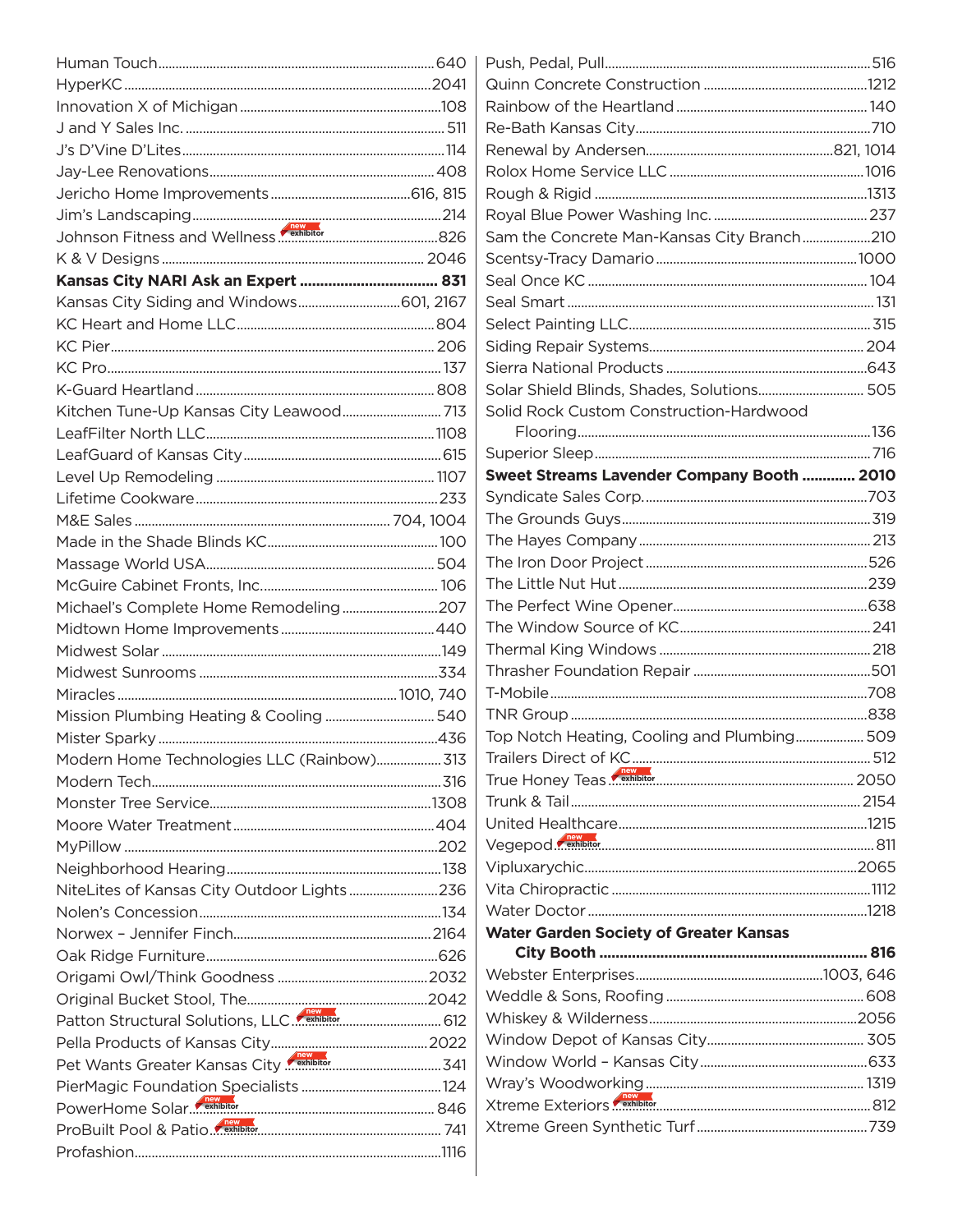Human Touch ........ 640
HyperKC ........ 2041
Innovation X of Michigan ........ 108
J and Y Sales Inc. ........ 511
J's D'Vine D'Lites ........ 114
Jay-Lee Renovations ........ 408
Jericho Home Improvements ........ 616, 815
Jim's Landscaping ........ 214
Johnson Fitness and Wellness (new exhibitor) ........ 826
K & V Designs ........ 2046
**Kansas City NARI Ask an Expert ........ 831**
Kansas City Siding and Windows ........ 601, 2167
KC Heart and Home LLC ........ 804
KC Pier ........ 206
KC Pro ........ 137
K-Guard Heartland ........ 808
Kitchen Tune-Up Kansas City Leawood ........ 713
LeafFilter North LLC ........ 1108
LeafGuard of Kansas City ........ 615
Level Up Remodeling ........ 1107
Lifetime Cookware ........ 233
M&E Sales ........ 704, 1004
Made in the Shade Blinds KC ........ 100
Massage World USA ........ 504
McGuire Cabinet Fronts, Inc. ........ 106
Michael's Complete Home Remodeling ........ 207
Midtown Home Improvements ........ 440
Midwest Solar ........ 149
Midwest Sunrooms ........ 334
Miracles ........ 1010, 740
Mission Plumbing Heating & Cooling ........ 540
Mister Sparky ........ 436
Modern Home Technologies LLC (Rainbow) ........ 313
Modern Tech ........ 316
Monster Tree Service ........ 1308
Moore Water Treatment ........ 404
MyPillow ........ 202
Neighborhood Hearing ........ 138
NiteLites of Kansas City Outdoor Lights ........ 236
Nolen's Concession ........ 134
Norwex – Jennifer Finch ........ 2164
Oak Ridge Furniture ........ 626
Origami Owl/Think Goodness ........ 2032
Original Bucket Stool, The ........ 2042
Patton Structural Solutions, LLC (new exhibitor) ........ 612
Pella Products of Kansas City ........ 2022
Pet Wants Greater Kansas City (new exhibitor) ........ 341
PierMagic Foundation Specialists ........ 124
PowerHome Solar (new exhibitor) ........ 846
ProBuilt Pool & Patio (new exhibitor) ........ 741
Profashion ........ 1116
Push, Pedal, Pull ........ 516
Quinn Concrete Construction ........ 1212
Rainbow of the Heartland ........ 140
Re-Bath Kansas City ........ 710
Renewal by Andersen ........ 821, 1014
Rolox Home Service LLC ........ 1016
Rough & Rigid ........ 1313
Royal Blue Power Washing Inc. ........ 237
Sam the Concrete Man-Kansas City Branch ........ 210
Scentsy-Tracy Damario ........ 1000
Seal Once KC ........ 104
Seal Smart ........ 131
Select Painting LLC ........ 315
Siding Repair Systems ........ 204
Sierra National Products ........ 643
Solar Shield Blinds, Shades, Solutions ........ 505
Solid Rock Custom Construction-Hardwood Flooring ........ 136
Superior Sleep ........ 716
**Sweet Streams Lavender Company Booth ........ 2010**
Syndicate Sales Corp. ........ 703
The Grounds Guys ........ 319
The Hayes Company ........ 213
The Iron Door Project ........ 526
The Little Nut Hut ........ 239
The Perfect Wine Opener ........ 638
The Window Source of KC ........ 241
Thermal King Windows ........ 218
Thrasher Foundation Repair ........ 501
T-Mobile ........ 708
TNR Group ........ 838
Top Notch Heating, Cooling and Plumbing ........ 509
Trailers Direct of KC ........ 512
True Honey Teas (new exhibitor) ........ 2050
Trunk & Tail ........ 2154
United Healthcare ........ 1215
Vegepod (new exhibitor) ........ 811
Vipluxarychic ........ 2065
Vita Chiropractic ........ 1112
Water Doctor ........ 1218
**Water Garden Society of Greater Kansas City Booth ........ 816**
Webster Enterprises ........ 1003, 646
Weddle & Sons, Roofing ........ 608
Whiskey & Wilderness ........ 2056
Window Depot of Kansas City ........ 305
Window World – Kansas City ........ 633
Wray's Woodworking ........ 1319
Xtreme Exteriors (new exhibitor) ........ 812
Xtreme Green Synthetic Turf ........ 739